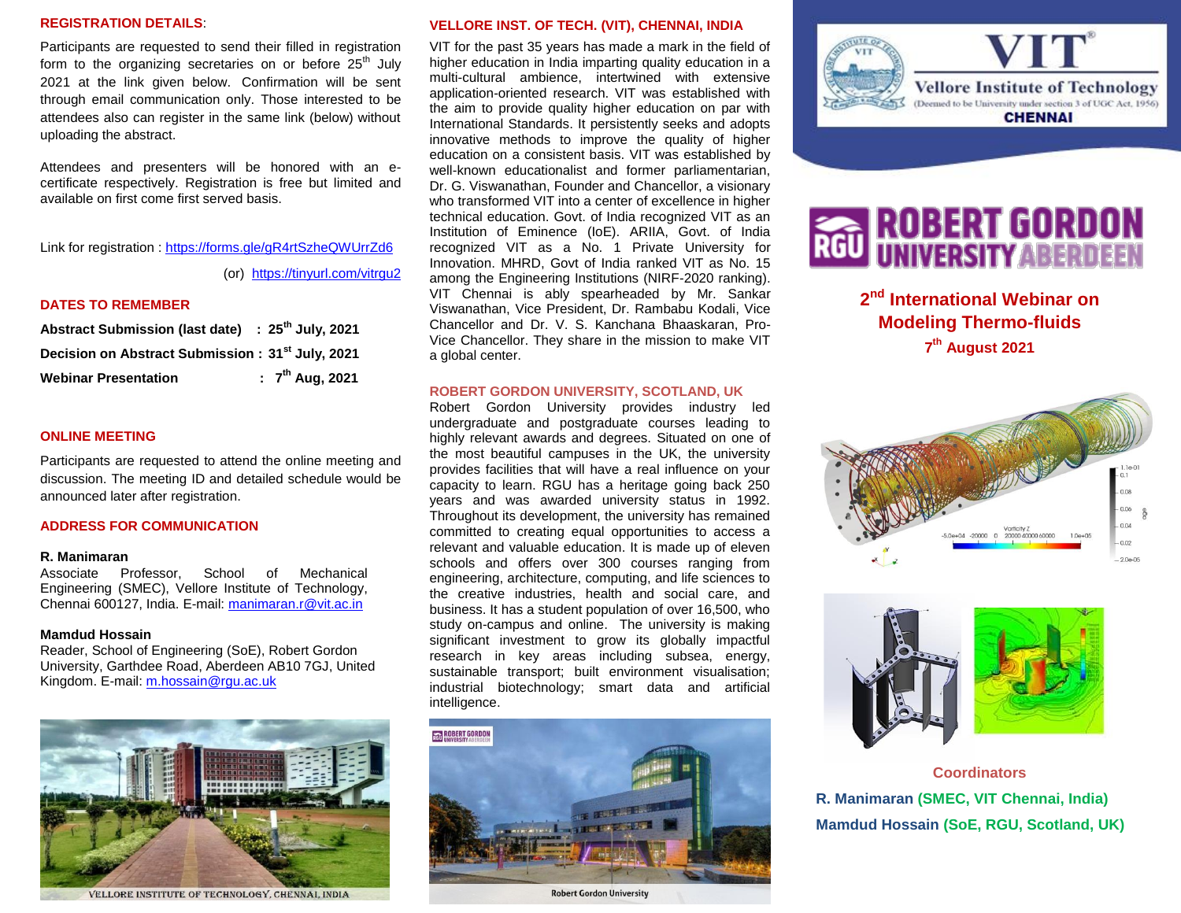## REGISTRATION DETAILS:

Participants are requested to send their filled in registration form to the organizing secretaries on or before 25th July 2021 at the link given below. Confirmation will be sent through email communication only. Those interested to be attendees also can register in the same link (below) without uploading the abstract.

Attendees and presenters will be honored with an e-certificate respectively. Registration is free but limited and available on first come first served basis.

Link for registration : https://forms.gle/gR4rtSzheQWUrrZd6

(or) https://tinyurl.com/vitrgu2

## DATES TO REMEMBER

| | |
|---|---|
| **Abstract Submission (last date)** | **: 25th July, 2021** |
| **Decision on Abstract Submission** | **: 31st July, 2021** |
| **Webinar Presentation** | **: 7th Aug, 2021** |

## ONLINE MEETING

Participants are requested to attend the online meeting and discussion. The meeting ID and detailed schedule would be announced later after registration.

## ADDRESS FOR COMMUNICATION

**R. Manimaran**
Associate Professor, School of Mechanical Engineering (SMEC), Vellore Institute of Technology, Chennai 600127, India. E-mail: manimaran.r@vit.ac.in

**Mamdud Hossain**
Reader, School of Engineering (SoE), Robert Gordon University, Garthdee Road, Aberdeen AB10 7GJ, United Kingdom. E-mail: m.hossain@rgu.ac.uk

VELLORE INSTITUTE OF TECHNOLOGY, CHENNAI, INDIA

## VELLORE INST. OF TECH. (VIT), CHENNAI, INDIA

VIT for the past 35 years has made a mark in the field of higher education in India imparting quality education in a multi-cultural ambience, intertwined with extensive application-oriented research. VIT was established with the aim to provide quality higher education on par with International Standards. It persistently seeks and adopts innovative methods to improve the quality of higher education on a consistent basis. VIT was established by well-known educationalist and former parliamentarian, Dr. G. Viswanathan, Founder and Chancellor, a visionary who transformed VIT into a center of excellence in higher technical education. Govt. of India recognized VIT as an Institution of Eminence (IoE). ARIIA, Govt. of India recognized VIT as a No. 1 Private University for Innovation. MHRD, Govt of India ranked VIT as No. 15 among the Engineering Institutions (NIRF-2020 ranking). VIT Chennai is ably spearheaded by Mr. Sankar Viswanathan, Vice President, Dr. Rambabu Kodali, Vice Chancellor and Dr. V. S. Kanchana Bhaaskaran, Pro-Vice Chancellor. They share in the mission to make VIT a global center.

## ROBERT GORDON UNIVERSITY, SCOTLAND, UK

Robert Gordon University provides industry led undergraduate and postgraduate courses leading to highly relevant awards and degrees. Situated on one of the most beautiful campuses in the UK, the university provides facilities that will have a real influence on your capacity to learn. RGU has a heritage going back 250 years and was awarded university status in 1992. Throughout its development, the university has remained committed to creating equal opportunities to access a relevant and valuable education. It is made up of eleven schools and offers over 300 courses ranging from engineering, architecture, computing, and life sciences to the creative industries, health and social care, and business. It has a student population of over 16,500, who study on-campus and online. The university is making significant investment to grow its globally impactful research in key areas including subsea, energy, sustainable transport; built environment visualisation; industrial biotechnology; smart data and artificial intelligence.

Robert Gordon University

VIT Vellore Institute of Technology (Deemed to be University under section 3 of UGC Act, 1956) CHENNAI

ROBERT GORDON UNIVERSITY ABERDEEN

# 2nd International Webinar on Modeling Thermo-fluids

**7th August 2021**

### Coordinators

**R. Manimaran (SMEC, VIT Chennai, India)**

**Mamdud Hossain (SoE, RGU, Scotland, UK)**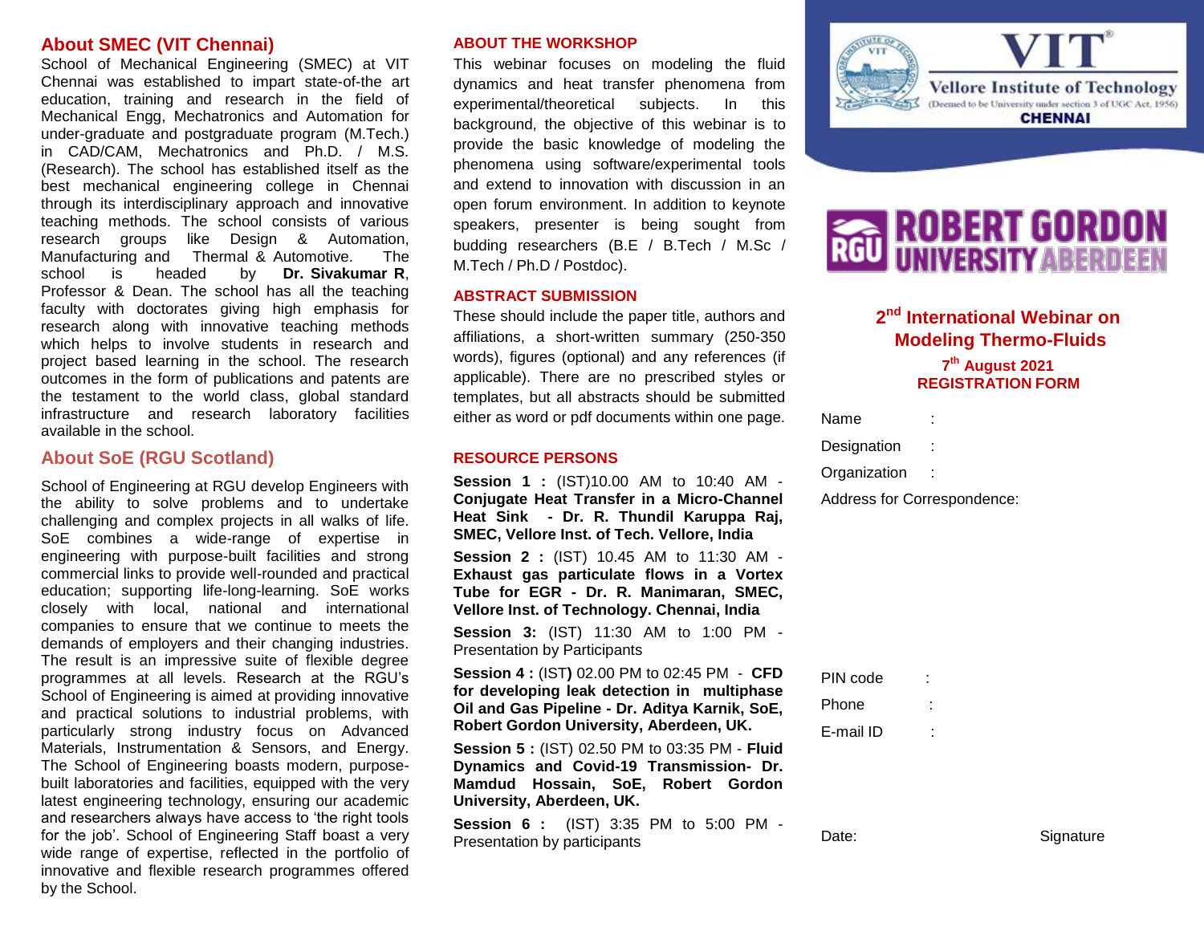## About SMEC (VIT Chennai)

School of Mechanical Engineering (SMEC) at VIT Chennai was established to impart state-of-the art education, training and research in the field of Mechanical Engg, Mechatronics and Automation for under-graduate and postgraduate program (M.Tech.) in CAD/CAM, Mechatronics and Ph.D. / M.S. (Research). The school has established itself as the best mechanical engineering college in Chennai through its interdisciplinary approach and innovative teaching methods. The school consists of various research groups like Design & Automation, Manufacturing and Thermal & Automotive. The school is headed by **Dr. Sivakumar R**, Professor & Dean. The school has all the teaching faculty with doctorates giving high emphasis for research along with innovative teaching methods which helps to involve students in research and project based learning in the school. The research outcomes in the form of publications and patents are the testament to the world class, global standard infrastructure and research laboratory facilities available in the school.

## About SoE (RGU Scotland)

School of Engineering at RGU develop Engineers with the ability to solve problems and to undertake challenging and complex projects in all walks of life. SoE combines a wide-range of expertise in engineering with purpose-built facilities and strong commercial links to provide well-rounded and practical education; supporting life-long-learning. SoE works closely with local, national and international companies to ensure that we continue to meets the demands of employers and their changing industries. The result is an impressive suite of flexible degree programmes at all levels. Research at the RGU's School of Engineering is aimed at providing innovative and practical solutions to industrial problems, with particularly strong industry focus on Advanced Materials, Instrumentation & Sensors, and Energy. The School of Engineering boasts modern, purpose-built laboratories and facilities, equipped with the very latest engineering technology, ensuring our academic and researchers always have access to 'the right tools for the job'. School of Engineering Staff boast a very wide range of expertise, reflected in the portfolio of innovative and flexible research programmes offered by the School.

### ABOUT THE WORKSHOP

This webinar focuses on modeling the fluid dynamics and heat transfer phenomena from experimental/theoretical subjects. In this background, the objective of this webinar is to provide the basic knowledge of modeling the phenomena using software/experimental tools and extend to innovation with discussion in an open forum environment. In addition to keynote speakers, presenter is being sought from budding researchers (B.E / B.Tech / M.Sc / M.Tech / Ph.D / Postdoc).

### ABSTRACT SUBMISSION

These should include the paper title, authors and affiliations, a short-written summary (250-350 words), figures (optional) and any references (if applicable). There are no prescribed styles or templates, but all abstracts should be submitted either as word or pdf documents within one page.

### RESOURCE PERSONS

**Session 1 :** (IST)10.00 AM to 10:40 AM - **Conjugate Heat Transfer in a Micro-Channel Heat Sink - Dr. R. Thundil Karuppa Raj, SMEC, Vellore Inst. of Tech. Vellore, India**

**Session 2 :** (IST) 10.45 AM to 11:30 AM - **Exhaust gas particulate flows in a Vortex Tube for EGR - Dr. R. Manimaran, SMEC, Vellore Inst. of Technology. Chennai, India**

**Session 3:** (IST) 11:30 AM to 1:00 PM - Presentation by Participants

**Session 4 :** (IST**)** 02.00 PM to 02:45 PM - **CFD for developing leak detection in multiphase Oil and Gas Pipeline - Dr. Aditya Karnik, SoE, Robert Gordon University, Aberdeen, UK.**

**Session 5 :** (IST) 02.50 PM to 03:35 PM - **Fluid Dynamics and Covid-19 Transmission- Dr. Mamdud Hossain, SoE, Robert Gordon University, Aberdeen, UK.**

**Session 6 :** (IST) 3:35 PM to 5:00 PM - Presentation by participants

VIT Vellore Institute of Technology
(Deemed to be University under section 3 of UGC Act, 1956)
CHENNAI

RGU ROBERT GORDON UNIVERSITY ABERDEEN

## 2nd International Webinar on Modeling Thermo-Fluids

**7th August 2021**
**REGISTRATION FORM**

Name :

Designation :

Organization :

Address for Correspondence:

PIN code :

Phone :

E-mail ID :

Date: Signature